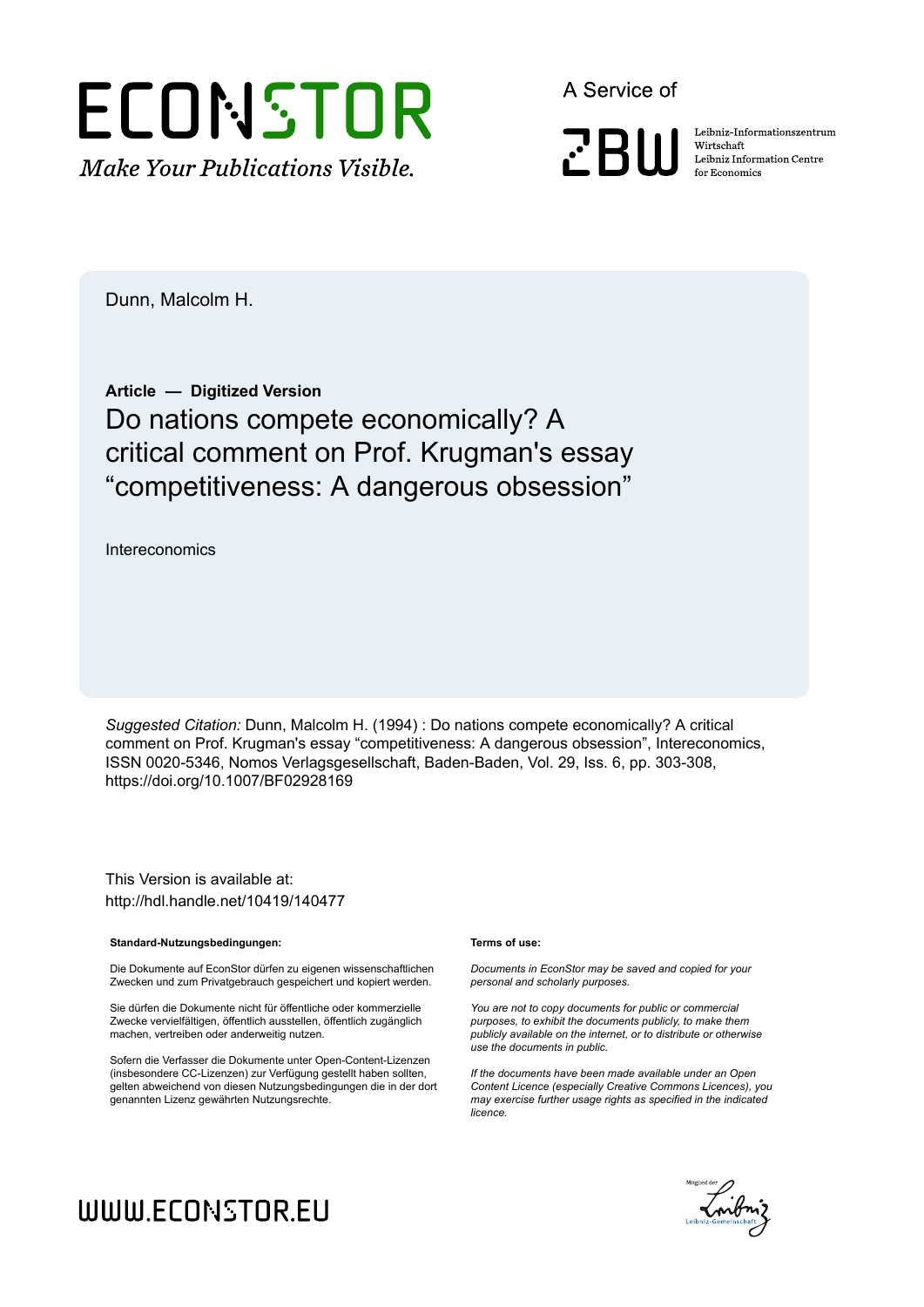ECONSTOR

*Make Your Publications Visible.*

A Service of

ZBW

Leibniz-Informationszentrum Wirtschaft
Leibniz Information Centre for Economics

Dunn, Malcolm H.

**Article — Digitized Version**

# Do nations compete economically? A critical comment on Prof. Krugman's essay "competitiveness: A dangerous obsession"

Intereconomics

*Suggested Citation:* Dunn, Malcolm H. (1994) : Do nations compete economically? A critical comment on Prof. Krugman's essay "competitiveness: A dangerous obsession", Intereconomics, ISSN 0020-5346, Nomos Verlagsgesellschaft, Baden-Baden, Vol. 29, Iss. 6, pp. 303-308, https://doi.org/10.1007/BF02928169

This Version is available at:
http://hdl.handle.net/10419/140477

**Standard-Nutzungsbedingungen:**

Die Dokumente auf EconStor dürfen zu eigenen wissenschaftlichen Zwecken und zum Privatgebrauch gespeichert und kopiert werden.

Sie dürfen die Dokumente nicht für öffentliche oder kommerzielle Zwecke vervielfältigen, öffentlich ausstellen, öffentlich zugänglich machen, vertreiben oder anderweitig nutzen.

Sofern die Verfasser die Dokumente unter Open-Content-Lizenzen (insbesondere CC-Lizenzen) zur Verfügung gestellt haben sollten, gelten abweichend von diesen Nutzungsbedingungen die in der dort genannten Lizenz gewährten Nutzungsrechte.

**Terms of use:**

*Documents in EconStor may be saved and copied for your personal and scholarly purposes.*

*You are not to copy documents for public or commercial purposes, to exhibit the documents publicly, to make them publicly available on the internet, or to distribute or otherwise use the documents in public.*

*If the documents have been made available under an Open Content Licence (especially Creative Commons Licences), you may exercise further usage rights as specified in the indicated licence.*

WWW.ECONSTOR.EU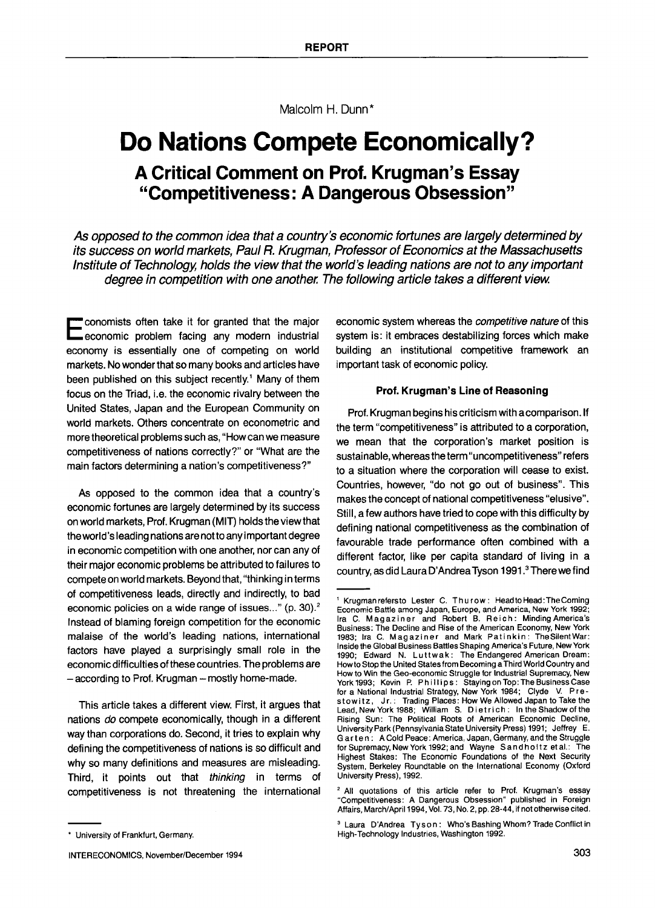REPORT

Malcolm H. Dunn*

# Do Nations Compete Economically?

## A Critical Comment on Prof. Krugman's Essay "Competitiveness: A Dangerous Obsession"

*As opposed to the common idea that a country's economic fortunes are largely determined by its success on world markets, Paul R. Krugman, Professor of Economics at the Massachusetts Institute of Technology, holds the view that the world's leading nations are not to any important degree in competition with one another. The following article takes a different view.*

Economists often take it for granted that the major economic problem facing any modern industrial economy is essentially one of competing on world markets. No wonder that so many books and articles have been published on this subject recently.[1] Many of them focus on the Triad, i.e. the economic rivalry between the United States, Japan and the European Community on world markets. Others concentrate on econometric and more theoretical problems such as, "How can we measure competitiveness of nations correctly?" or "What are the main factors determining a nation's competitiveness?"

As opposed to the common idea that a country's economic fortunes are largely determined by its success on world markets, Prof. Krugman (MIT) holds the view that the world's leading nations are not to any important degree in economic competition with one another, nor can any of their major economic problems be attributed to failures to compete on world markets. Beyond that, "thinking in terms of competitiveness leads, directly and indirectly, to bad economic policies on a wide range of issues..." (p. 30).[2] Instead of blaming foreign competition for the economic malaise of the world's leading nations, international factors have played a surprisingly small role in the economic difficulties of these countries. The problems are – according to Prof. Krugman – mostly home-made.

This article takes a different view. First, it argues that nations *do* compete economically, though in a different way than corporations do. Second, it tries to explain why defining the competitiveness of nations is so difficult and why so many definitions and measures are misleading. Third, it points out that *thinking* in terms of competitiveness is not threatening the international economic system whereas the *competitive nature* of this system is: it embraces destabilizing forces which make building an institutional competitive framework an important task of economic policy.

### Prof. Krugman's Line of Reasoning

Prof. Krugman begins his criticism with a comparison. If the term "competitiveness" is attributed to a corporation, we mean that the corporation's market position is sustainable, whereas the term "uncompetitiveness" refers to a situation where the corporation will cease to exist. Countries, however, "do not go out of business". This makes the concept of national competitiveness "elusive". Still, a few authors have tried to cope with this difficulty by defining national competitiveness as the combination of favourable trade performance often combined with a different factor, like per capita standard of living in a country, as did Laura D'Andrea Tyson 1991.[3] There we find

---

* University of Frankfurt, Germany.

[1] Krugman refers to Lester C. Thurow: Head to Head: The Coming Economic Battle among Japan, Europe, and America, New York 1992; Ira C. Magaziner and Robert B. Reich: Minding America's Business: The Decline and Rise of the American Economy, New York 1983; Ira C. Magaziner and Mark Patinkin: The Silent War: Inside the Global Business Battles Shaping America's Future, New York 1990; Edward N. Luttwak: The Endangered American Dream: How to Stop the United States from Becoming a Third World Country and How to Win the Geo-economic Struggle for Industrial Supremacy, New York 1993; Kevin P. Phillips: Staying on Top: The Business Case for a National Industrial Strategy, New York 1984; Clyde V. Prestowitz, Jr.: Trading Places: How We Allowed Japan to Take the Lead, New York 1988; William S. Dietrich: In the Shadow of the Rising Sun: The Political Roots of American Economic Decline, University Park (Pennsylvania State University Press) 1991; Jeffrey E. Garten: A Cold Peace: America, Japan, Germany, and the Struggle for Supremacy, New York 1992; and Wayne Sandholtz et al.: The Highest Stakes: The Economic Foundations of the Next Security System, Berkeley Roundtable on the International Economy (Oxford University Press), 1992.

[2] All quotations of this article refer to Prof. Krugman's essay "Competitiveness: A Dangerous Obsession" published in Foreign Affairs, March/April 1994, Vol. 73, No. 2, pp. 28-44, if not otherwise cited.

[3] Laura D'Andrea Tyson: Who's Bashing Whom? Trade Conflict in High-Technology Industries, Washington 1992.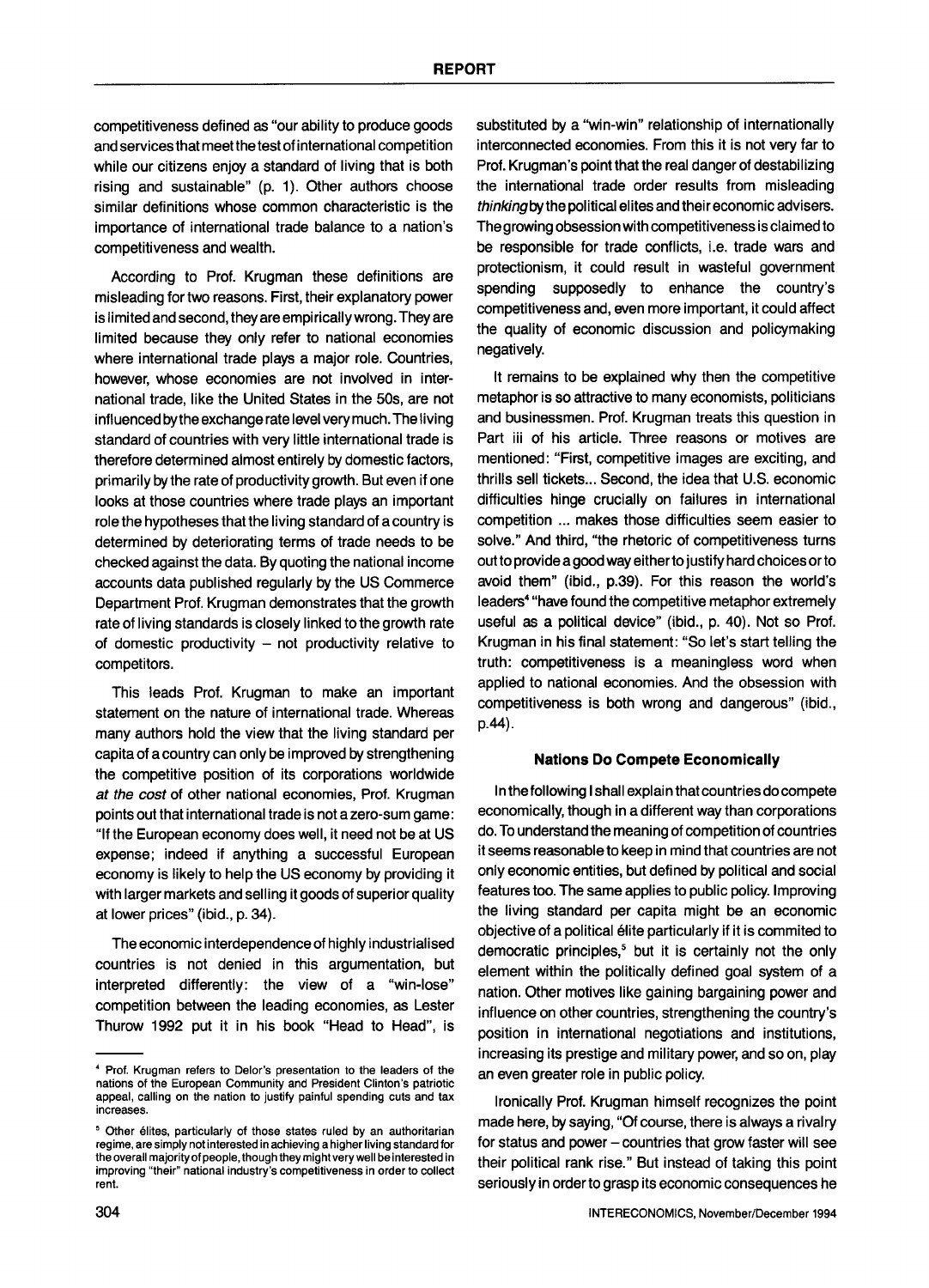competitiveness defined as "our ability to produce goods and services that meet the test of international competition while our citizens enjoy a standard of living that is both rising and sustainable" (p. 1). Other authors choose similar definitions whose common characteristic is the importance of international trade balance to a nation's competitiveness and wealth.

According to Prof. Krugman these definitions are misleading for two reasons. First, their explanatory power is limited and second, they are empirically wrong. They are limited because they only refer to national economies where international trade plays a major role. Countries, however, whose economies are not involved in international trade, like the United States in the 50s, are not influenced by the exchange rate level very much. The living standard of countries with very little international trade is therefore determined almost entirely by domestic factors, primarily by the rate of productivity growth. But even if one looks at those countries where trade plays an important role the hypotheses that the living standard of a country is determined by deteriorating terms of trade needs to be checked against the data. By quoting the national income accounts data published regularly by the US Commerce Department Prof. Krugman demonstrates that the growth rate of living standards is closely linked to the growth rate of domestic productivity – not productivity relative to competitors.

This leads Prof. Krugman to make an important statement on the nature of international trade. Whereas many authors hold the view that the living standard per capita of a country can only be improved by strengthening the competitive position of its corporations worldwide *at the cost* of other national economies, Prof. Krugman points out that international trade is not a zero-sum game: "If the European economy does well, it need not be at US expense; indeed if anything a successful European economy is likely to help the US economy by providing it with larger markets and selling it goods of superior quality at lower prices" (ibid., p. 34).

The economic interdependence of highly industrialised countries is not denied in this argumentation, but interpreted differently: the view of a "win-lose" competition between the leading economies, as Lester Thurow 1992 put it in his book "Head to Head", is substituted by a "win-win" relationship of internationally interconnected economies. From this it is not very far to Prof. Krugman's point that the real danger of destabilizing the international trade order results from misleading *thinking* by the political elites and their economic advisers. The growing obsession with competitiveness is claimed to be responsible for trade conflicts, i.e. trade wars and protectionism, it could result in wasteful government spending supposedly to enhance the country's competitiveness and, even more important, it could affect the quality of economic discussion and policymaking negatively.

It remains to be explained why then the competitive metaphor is so attractive to many economists, politicians and businessmen. Prof. Krugman treats this question in Part iii of his article. Three reasons or motives are mentioned: "First, competitive images are exciting, and thrills sell tickets... Second, the idea that U.S. economic difficulties hinge crucially on failures in international competition ... makes those difficulties seem easier to solve." And third, "the rhetoric of competitiveness turns out to provide a good way either to justify hard choices or to avoid them" (ibid., p.39). For this reason the world's leaders[4] "have found the competitive metaphor extremely useful as a political device" (ibid., p. 40). Not so Prof. Krugman in his final statement: "So let's start telling the truth: competitiveness is a meaningless word when applied to national economies. And the obsession with competitiveness is both wrong and dangerous" (ibid., p.44).

### Nations Do Compete Economically

In the following I shall explain that countries do compete economically, though in a different way than corporations do. To understand the meaning of competition of countries it seems reasonable to keep in mind that countries are not only economic entities, but defined by political and social features too. The same applies to public policy. Improving the living standard per capita might be an economic objective of a political élite particularly if it is commited to democratic principles,[5] but it is certainly not the only element within the politically defined goal system of a nation. Other motives like gaining bargaining power and influence on other countries, strengthening the country's position in international negotiations and institutions, increasing its prestige and military power, and so on, play an even greater role in public policy.

Ironically Prof. Krugman himself recognizes the point made here, by saying, "Of course, there is always a rivalry for status and power – countries that grow faster will see their political rank rise." But instead of taking this point seriously in order to grasp its economic consequences he

---

[4] Prof. Krugman refers to Delor's presentation to the leaders of the nations of the European Community and President Clinton's patriotic appeal, calling on the nation to justify painful spending cuts and tax increases.

[5] Other élites, particularly of those states ruled by an authoritarian regime, are simply not interested in achieving a higher living standard for the overall majority of people, though they might very well be interested in improving "their" national industry's competitiveness in order to collect rent.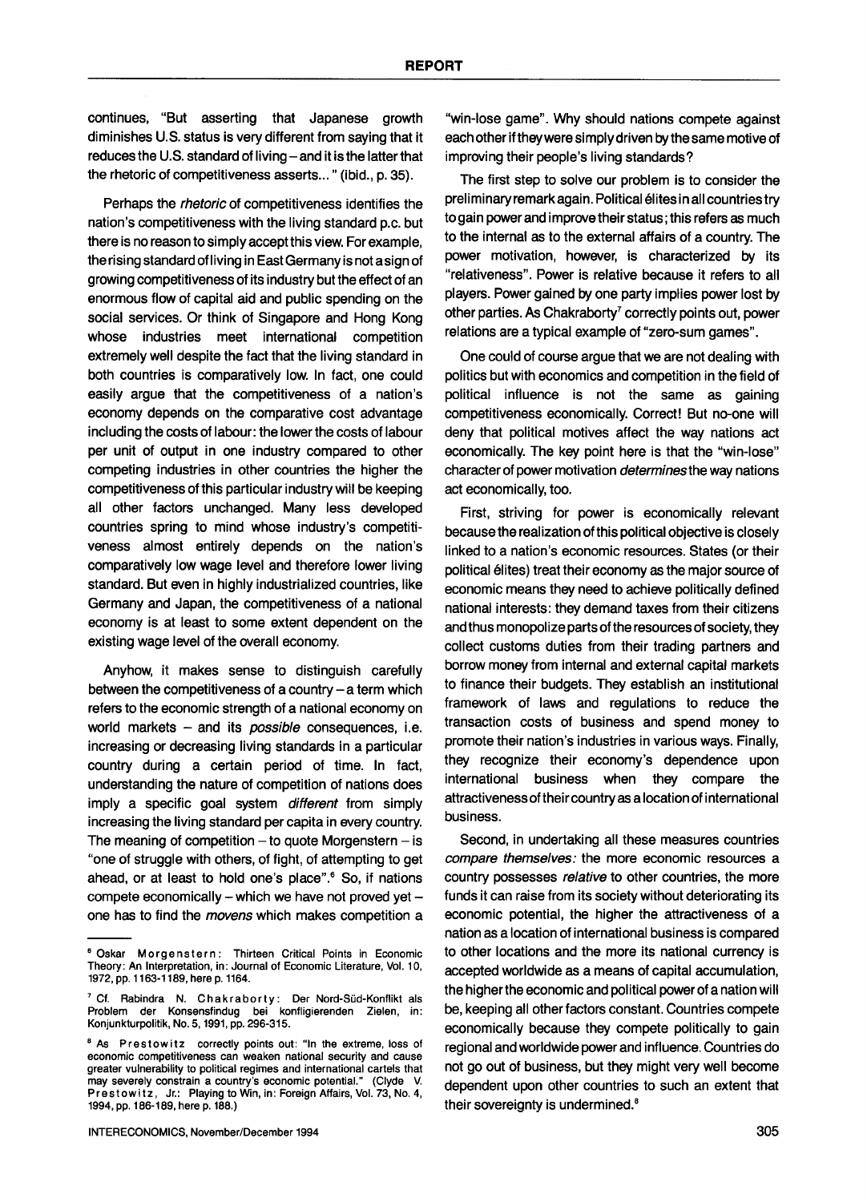continues, "But asserting that Japanese growth diminishes U.S. status is very different from saying that it reduces the U.S. standard of living – and it is the latter that the rhetoric of competitiveness asserts..." (ibid., p. 35).

Perhaps the *rhetoric* of competitiveness identifies the nation's competitiveness with the living standard p.c. but there is no reason to simply accept this view. For example, the rising standard of living in East Germany is not a sign of growing competitiveness of its industry but the effect of an enormous flow of capital aid and public spending on the social services. Or think of Singapore and Hong Kong whose industries meet international competition extremely well despite the fact that the living standard in both countries is comparatively low. In fact, one could easily argue that the competitiveness of a nation's economy depends on the comparative cost advantage including the costs of labour: the lower the costs of labour per unit of output in one industry compared to other competing industries in other countries the higher the competitiveness of this particular industry will be keeping all other factors unchanged. Many less developed countries spring to mind whose industry's competitiveness almost entirely depends on the nation's comparatively low wage level and therefore lower living standard. But even in highly industrialized countries, like Germany and Japan, the competitiveness of a national economy is at least to some extent dependent on the existing wage level of the overall economy.

Anyhow, it makes sense to distinguish carefully between the competitiveness of a country – a term which refers to the economic strength of a national economy on world markets – and its *possible* consequences, i.e. increasing or decreasing living standards in a particular country during a certain period of time. In fact, understanding the nature of competition of nations does imply a specific goal system *different* from simply increasing the living standard per capita in every country. The meaning of competition – to quote Morgenstern – is "one of struggle with others, of fight, of attempting to get ahead, or at least to hold one's place".[6] So, if nations compete economically – which we have not proved yet – one has to find the *movens* which makes competition a "win-lose game". Why should nations compete against each other if they were simply driven by the same motive of improving their people's living standards?

The first step to solve our problem is to consider the preliminary remark again. Political élites in all countries try to gain power and improve their status; this refers as much to the internal as to the external affairs of a country. The power motivation, however, is characterized by its "relativeness". Power is relative because it refers to all players. Power gained by one party implies power lost by other parties. As Chakraborty[7] correctly points out, power relations are a typical example of "zero-sum games".

One could of course argue that we are not dealing with politics but with economics and competition in the field of political influence is not the same as gaining competitiveness economically. Correct! But no-one will deny that political motives affect the way nations act economically. The key point here is that the "win-lose" character of power motivation *determines* the way nations act economically, too.

First, striving for power is economically relevant because the realization of this political objective is closely linked to a nation's economic resources. States (or their political élites) treat their economy as the major source of economic means they need to achieve politically defined national interests: they demand taxes from their citizens and thus monopolize parts of the resources of society, they collect customs duties from their trading partners and borrow money from internal and external capital markets to finance their budgets. They establish an institutional framework of laws and regulations to reduce the transaction costs of business and spend money to promote their nation's industries in various ways. Finally, they recognize their economy's dependence upon international business when they compare the attractiveness of their country as a location of international business.

Second, in undertaking all these measures countries *compare themselves*: the more economic resources a country possesses *relative* to other countries, the more funds it can raise from its society without deteriorating its economic potential, the higher the attractiveness of a nation as a location of international business is compared to other locations and the more its national currency is accepted worldwide as a means of capital accumulation, the higher the economic and political power of a nation will be, keeping all other factors constant. Countries compete economically because they compete politically to gain regional and worldwide power and influence. Countries do not go out of business, but they might very well become dependent upon other countries to such an extent that their sovereignty is undermined.[8]

---

[6] Oskar Morgenstern: Thirteen Critical Points in Economic Theory: An Interpretation, in: Journal of Economic Literature, Vol. 10, 1972, pp. 1163-1189, here p. 1164.

[7] Cf. Rabindra N. Chakraborty: Der Nord-Süd-Konflikt als Problem der Konsensfindung bei konfligierenden Zielen, in: Konjunkturpolitik, No. 5, 1991, pp. 296-315.

[8] As Prestowitz correctly points out: "In the extreme, loss of economic competitiveness can weaken national security and cause greater vulnerability to political regimes and international cartels that may severely constrain a country's economic potential." (Clyde V. Prestowitz, Jr.: Playing to Win, in: Foreign Affairs, Vol. 73, No. 4, 1994, pp. 186-189, here p. 188.)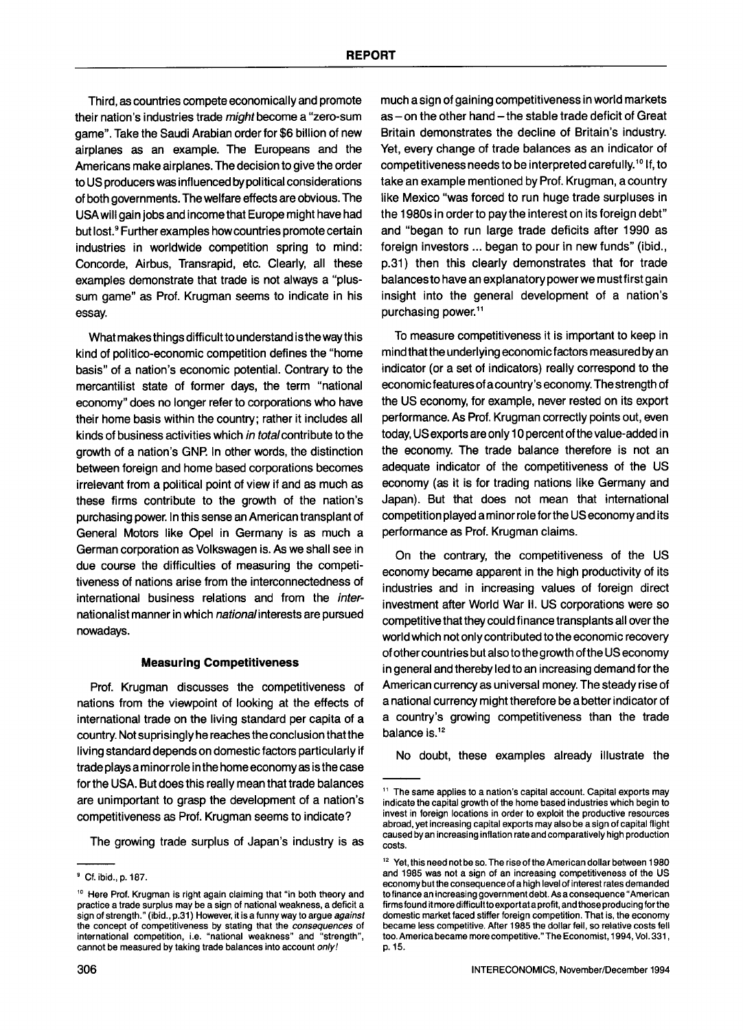Third, as countries compete economically and promote their nation's industries trade *might* become a "zero-sum game". Take the Saudi Arabian order for $6 billion of new airplanes as an example. The Europeans and the Americans make airplanes. The decision to give the order to US producers was influenced by political considerations of both governments. The welfare effects are obvious. The USA will gain jobs and income that Europe might have had but lost.[9] Further examples how countries promote certain industries in worldwide competition spring to mind: Concorde, Airbus, Transrapid, etc. Clearly, all these examples demonstrate that trade is not always a "plus-sum game" as Prof. Krugman seems to indicate in his essay.

What makes things difficult to understand is the way this kind of politico-economic competition defines the "home basis" of a nation's economic potential. Contrary to the mercantilist state of former days, the term "national economy" does no longer refer to corporations who have their home basis within the country; rather it includes all kinds of business activities which *in total* contribute to the growth of a nation's GNP. In other words, the distinction between foreign and home based corporations becomes irrelevant from a political point of view if and as much as these firms contribute to the growth of the nation's purchasing power. In this sense an American transplant of General Motors like Opel in Germany is as much a German corporation as Volkswagen is. As we shall see in due course the difficulties of measuring the competitiveness of nations arise from the interconnectedness of international business relations and from the *inter*nationalist manner in which *national* interests are pursued nowadays.

### Measuring Competitiveness

Prof. Krugman discusses the competitiveness of nations from the viewpoint of looking at the effects of international trade on the living standard per capita of a country. Not suprisingly he reaches the conclusion that the living standard depends on domestic factors particularly if trade plays a minor role in the home economy as is the case for the USA. But does this really mean that trade balances are unimportant to grasp the development of a nation's competitiveness as Prof. Krugman seems to indicate?

The growing trade surplus of Japan's industry is as much a sign of gaining competitiveness in world markets as – on the other hand – the stable trade deficit of Great Britain demonstrates the decline of Britain's industry. Yet, every change of trade balances as an indicator of competitiveness needs to be interpreted carefully.[10] If, to take an example mentioned by Prof. Krugman, a country like Mexico "was forced to run huge trade surpluses in the 1980s in order to pay the interest on its foreign debt" and "began to run large trade deficits after 1990 as foreign investors ... began to pour in new funds" (ibid., p.31) then this clearly demonstrates that for trade balances to have an explanatory power we must first gain insight into the general development of a nation's purchasing power.[11]

To measure competitiveness it is important to keep in mind that the underlying economic factors measured by an indicator (or a set of indicators) really correspond to the economic features of a country's economy. The strength of the US economy, for example, never rested on its export performance. As Prof. Krugman correctly points out, even today, US exports are only 10 percent of the value-added in the economy. The trade balance therefore is not an adequate indicator of the competitiveness of the US economy (as it is for trading nations like Germany and Japan). But that does not mean that international competition played a minor role for the US economy and its performance as Prof. Krugman claims.

On the contrary, the competitiveness of the US economy became apparent in the high productivity of its industries and in increasing values of foreign direct investment after World War II. US corporations were so competitive that they could finance transplants all over the world which not only contributed to the economic recovery of other countries but also to the growth of the US economy in general and thereby led to an increasing demand for the American currency as universal money. The steady rise of a national currency might therefore be a better indicator of a country's growing competitiveness than the trade balance is.[12]

No doubt, these examples already illustrate the

---

[9] Cf. ibid., p. 187.

[10] Here Prof. Krugman is right again claiming that "in both theory and practice a trade surplus may be a sign of national weakness, a deficit a sign of strength." (ibid., p.31) However, it is a funny way to argue *against* the concept of competitiveness by stating that the *consequences* of international competition, i.e. "national weakness" and "strength", cannot be measured by taking trade balances into account *only!*

[11] The same applies to a nation's capital account. Capital exports may indicate the capital growth of the home based industries which begin to invest in foreign locations in order to exploit the productive resources abroad, yet increasing capital exports may also be a sign of capital flight caused by an increasing inflation rate and comparatively high production costs.

[12] Yet, this need not be so. The rise of the American dollar between 1980 and 1985 was not a sign of an increasing competitiveness of the US economy but the consequence of a high level of interest rates demanded to finance an increasing government debt. As a consequence "American firms found it more difficult to export at a profit, and those producing for the domestic market faced stiffer foreign competition. That is, the economy became less competitive. After 1985 the dollar fell, so relative costs fell too. America became more competitive." The Economist, 1994, Vol. 331, p. 15.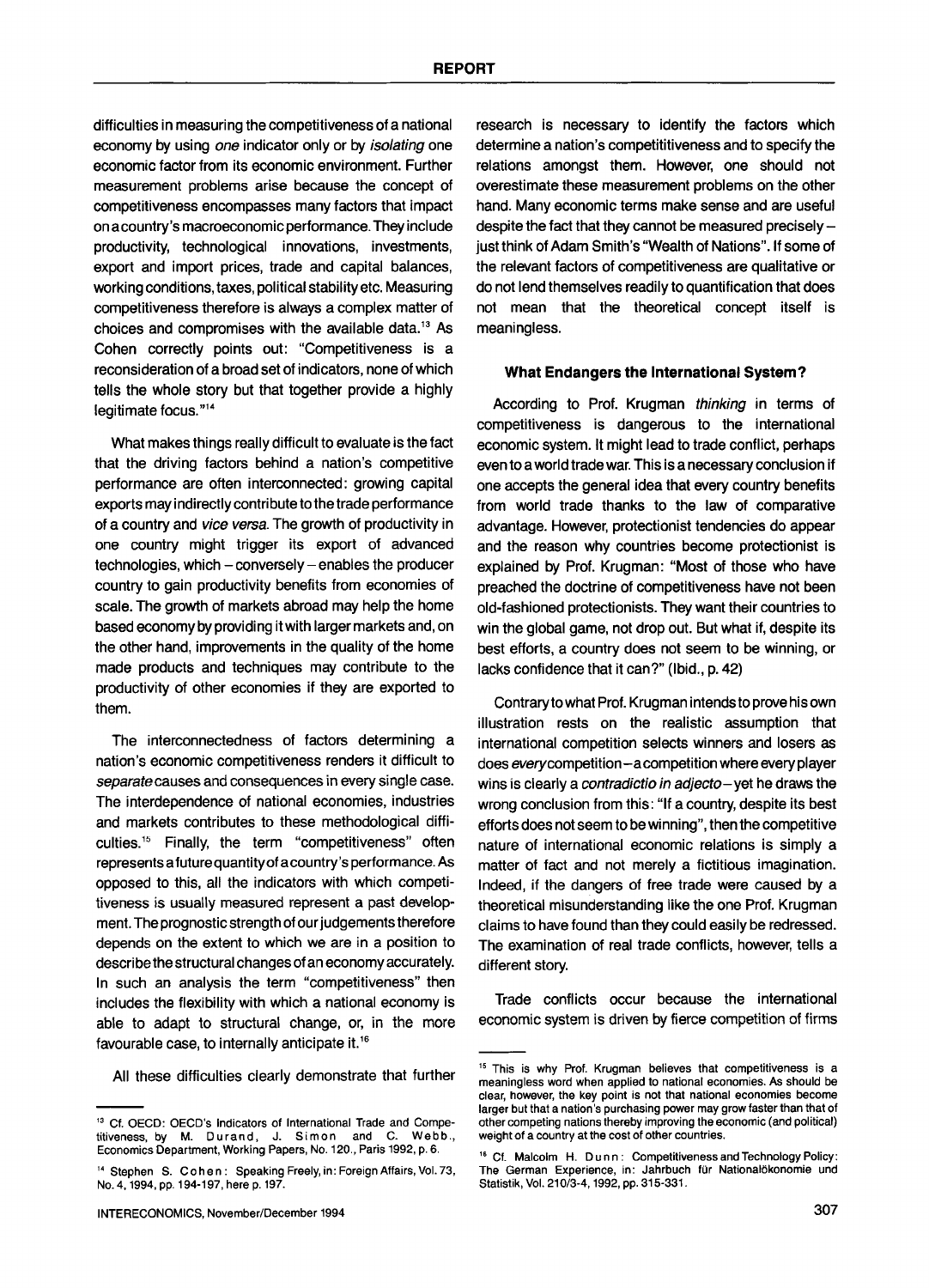difficulties in measuring the competitiveness of a national economy by using *one* indicator only or by *isolating* one economic factor from its economic environment. Further measurement problems arise because the concept of competitiveness encompasses many factors that impact on a country's macroeconomic performance. They include productivity, technological innovations, investments, export and import prices, trade and capital balances, working conditions, taxes, political stability etc. Measuring competitiveness therefore is always a complex matter of choices and compromises with the available data.[13] As Cohen correctly points out: "Competitiveness is a reconsideration of a broad set of indicators, none of which tells the whole story but that together provide a highly legitimate focus."[14]

What makes things really difficult to evaluate is the fact that the driving factors behind a nation's competitive performance are often interconnected: growing capital exports may indirectly contribute to the trade performance of a country and *vice versa*. The growth of productivity in one country might trigger its export of advanced technologies, which – conversely – enables the producer country to gain productivity benefits from economies of scale. The growth of markets abroad may help the home based economy by providing it with larger markets and, on the other hand, improvements in the quality of the home made products and techniques may contribute to the productivity of other economies if they are exported to them.

The interconnectedness of factors determining a nation's economic competitiveness renders it difficult to *separate* causes and consequences in every single case. The interdependence of national economies, industries and markets contributes to these methodological difficulties.[15] Finally, the term "competitiveness" often represents a future quantity of a country's performance. As opposed to this, all the indicators with which competitiveness is usually measured represent a past development. The prognostic strength of our judgements therefore depends on the extent to which we are in a position to describe the structural changes of an economy accurately. In such an analysis the term "competitiveness" then includes the flexibility with which a national economy is able to adapt to structural change, or, in the more favourable case, to internally anticipate it.[16]

All these difficulties clearly demonstrate that further research is necessary to identify the factors which determine a nation's competititiveness and to specify the relations amongst them. However, one should not overestimate these measurement problems on the other hand. Many economic terms make sense and are useful despite the fact that they cannot be measured precisely – just think of Adam Smith's "Wealth of Nations". If some of the relevant factors of competitiveness are qualitative or do not lend themselves readily to quantification that does not mean that the theoretical concept itself is meaningless.

### What Endangers the International System?

According to Prof. Krugman *thinking* in terms of competitiveness is dangerous to the international economic system. It might lead to trade conflict, perhaps even to a world trade war. This is a necessary conclusion if one accepts the general idea that every country benefits from world trade thanks to the law of comparative advantage. However, protectionist tendencies do appear and the reason why countries become protectionist is explained by Prof. Krugman: "Most of those who have preached the doctrine of competitiveness have not been old-fashioned protectionists. They want their countries to win the global game, not drop out. But what if, despite its best efforts, a country does not seem to be winning, or lacks confidence that it can?" (Ibid., p. 42)

Contrary to what Prof. Krugman intends to prove his own illustration rests on the realistic assumption that international competition selects winners and losers as does *every* competition – a competition where every player wins is clearly a *contradictio in adjecto* – yet he draws the wrong conclusion from this: "If a country, despite its best efforts does not seem to be winning", then the competitive nature of international economic relations is simply a matter of fact and not merely a fictitious imagination. Indeed, if the dangers of free trade were caused by a theoretical misunderstanding like the one Prof. Krugman claims to have found than they could easily be redressed. The examination of real trade conflicts, however, tells a different story.

Trade conflicts occur because the international economic system is driven by fierce competition of firms

---

[13] Cf. OECD: OECD's Indicators of International Trade and Competitiveness, by M. Durand, J. Simon and C. Webb., Economics Department, Working Papers, No. 120., Paris 1992, p. 6.

[14] Stephen S. Cohen: Speaking Freely, in: Foreign Affairs, Vol. 73, No. 4, 1994, pp. 194-197, here p. 197.

[15] This is why Prof. Krugman believes that competitiveness is a meaningless word when applied to national economies. As should be clear, however, the key point is not that national economies become larger but that a nation's purchasing power may grow faster than that of other competing nations thereby improving the economic (and political) weight of a country at the cost of other countries.

[16] Cf. Malcolm H. Dunn: Competitiveness and Technology Policy: The German Experience, in: Jahrbuch für Nationalökonomie und Statistik, Vol. 210/3-4, 1992, pp. 315-331.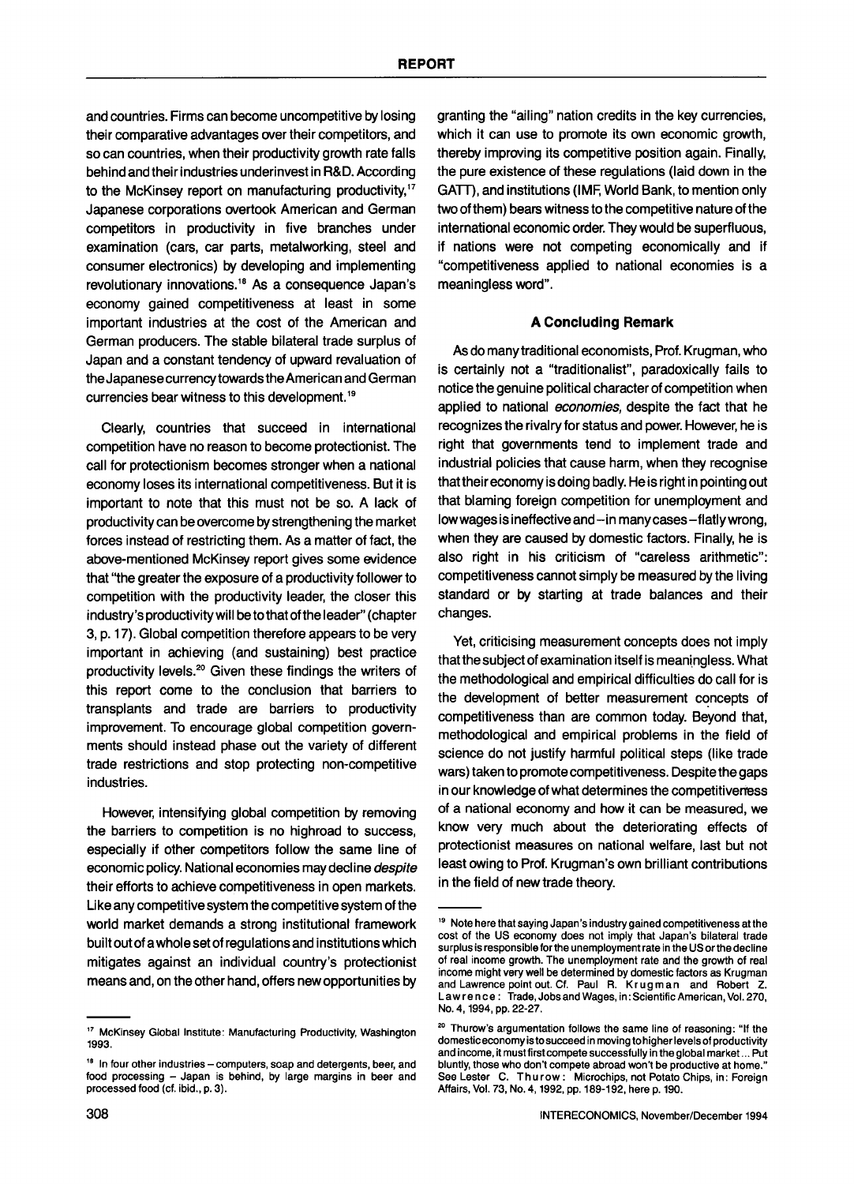and countries. Firms can become uncompetitive by losing their comparative advantages over their competitors, and so can countries, when their productivity growth rate falls behind and their industries underinvest in R&D. According to the McKinsey report on manufacturing productivity,[17] Japanese corporations overtook American and German competitors in productivity in five branches under examination (cars, car parts, metalworking, steel and consumer electronics) by developing and implementing revolutionary innovations.[18] As a consequence Japan's economy gained competitiveness at least in some important industries at the cost of the American and German producers. The stable bilateral trade surplus of Japan and a constant tendency of upward revaluation of the Japanese currency towards the American and German currencies bear witness to this development.[19]

Clearly, countries that succeed in international competition have no reason to become protectionist. The call for protectionism becomes stronger when a national economy loses its international competitiveness. But it is important to note that this must not be so. A lack of productivity can be overcome by strengthening the market forces instead of restricting them. As a matter of fact, the above-mentioned McKinsey report gives some evidence that "the greater the exposure of a productivity follower to competition with the productivity leader, the closer this industry's productivity will be to that of the leader" (chapter 3, p. 17). Global competition therefore appears to be very important in achieving (and sustaining) best practice productivity levels.[20] Given these findings the writers of this report come to the conclusion that barriers to transplants and trade are barriers to productivity improvement. To encourage global competition governments should instead phase out the variety of different trade restrictions and stop protecting non-competitive industries.

However, intensifying global competition by removing the barriers to competition is no highroad to success, especially if other competitors follow the same line of economic policy. National economies may decline *despite* their efforts to achieve competitiveness in open markets. Like any competitive system the competitive system of the world market demands a strong institutional framework built out of a whole set of regulations and institutions which mitigates against an individual country's protectionist means and, on the other hand, offers new opportunities by granting the "ailing" nation credits in the key currencies, which it can use to promote its own economic growth, thereby improving its competitive position again. Finally, the pure existence of these regulations (laid down in the GATT), and institutions (IMF, World Bank, to mention only two of them) bears witness to the competitive nature of the international economic order. They would be superfluous, if nations were not competing economically and if "competitiveness applied to national economies is a meaningless word".

### A Concluding Remark

As do many traditional economists, Prof. Krugman, who is certainly not a "traditionalist", paradoxically fails to notice the genuine political character of competition when applied to national *economies,* despite the fact that he recognizes the rivalry for status and power. However, he is right that governments tend to implement trade and industrial policies that cause harm, when they recognise that their economy is doing badly. He is right in pointing out that blaming foreign competition for unemployment and low wages is ineffective and – in many cases – flatly wrong, when they are caused by domestic factors. Finally, he is also right in his criticism of "careless arithmetic": competitiveness cannot simply be measured by the living standard or by starting at trade balances and their changes.

Yet, criticising measurement concepts does not imply that the subject of examination itself is meaningless. What the methodological and empirical difficulties do call for is the development of better measurement concepts of competitiveness than are common today. Beyond that, methodological and empirical problems in the field of science do not justify harmful political steps (like trade wars) taken to promote competitiveness. Despite the gaps in our knowledge of what determines the competitiveness of a national economy and how it can be measured, we know very much about the deteriorating effects of protectionist measures on national welfare, last but not least owing to Prof. Krugman's own brilliant contributions in the field of new trade theory.

---

[17] McKinsey Global Institute: Manufacturing Productivity, Washington 1993.

[18] In four other industries – computers, soap and detergents, beer, and food processing – Japan is behind, by large margins in beer and processed food (cf. ibid., p. 3).

[19] Note here that saying Japan's industry gained competitiveness at the cost of the US economy does not imply that Japan's bilateral trade surplus is responsible for the unemployment rate in the US or the decline of real income growth. The unemployment rate and the growth of real income might very well be determined by domestic factors as Krugman and Lawrence point out. Cf. Paul R. Krugman and Robert Z. Lawrence: Trade, Jobs and Wages, in: Scientific American, Vol. 270, No. 4, 1994, pp. 22-27.

[20] Thurow's argumentation follows the same line of reasoning: "If the domestic economy is to succeed in moving to higher levels of productivity and income, it must first compete successfully in the global market ... Put bluntly, those who don't compete abroad won't be productive at home." See Lester C. Thurow: Microchips, not Potato Chips, in: Foreign Affairs, Vol. 73, No. 4, 1992, pp. 189-192, here p. 190.